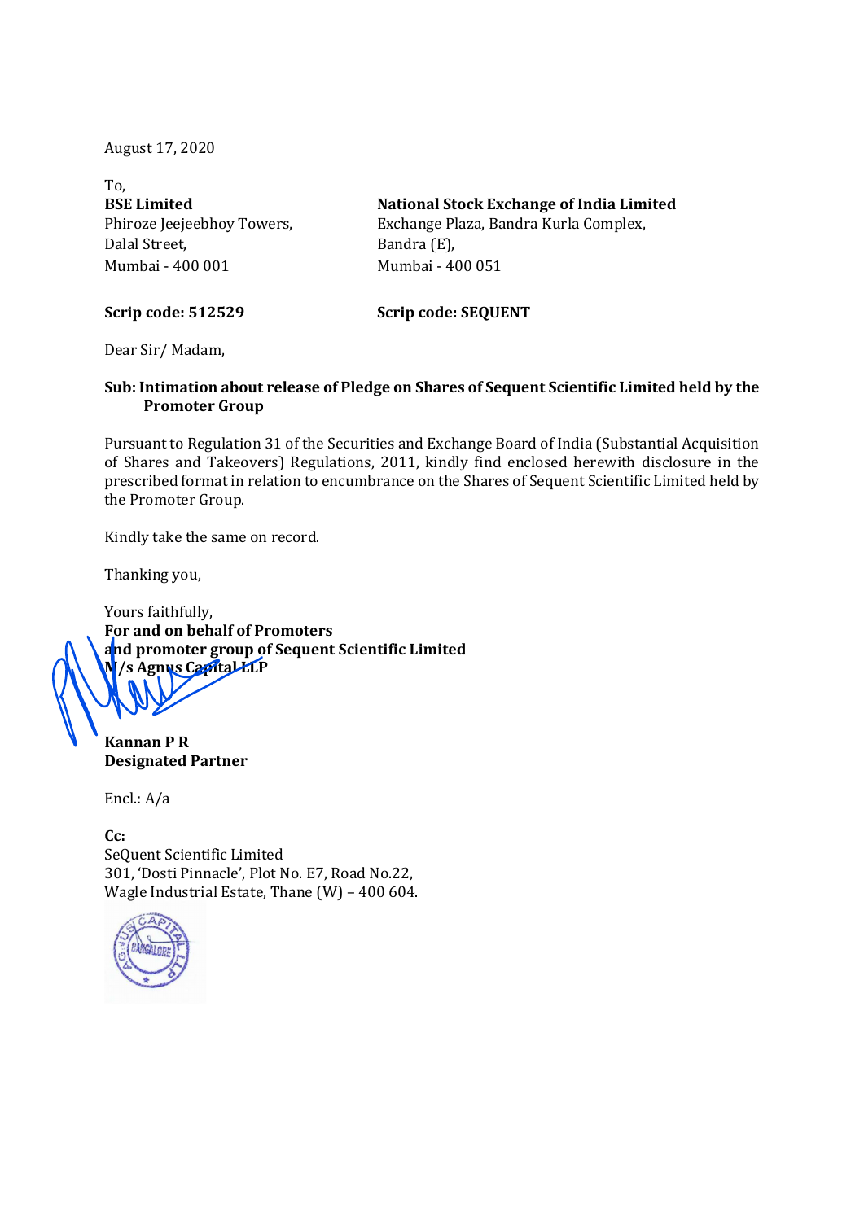August 17, 2020

To,

| **BSE Limited** | **National Stock Exchange of India Limited** |
|---|---|
| Phiroze Jeejeebhoy Towers, | Exchange Plaza, Bandra Kurla Complex, |
| Dalal Street, | Bandra (E), |
| Mumbai - 400 001 | Mumbai - 400 051 |
| **Scrip code: 512529** | **Scrip code: SEQUENT** |

Dear Sir/ Madam,

**Sub: Intimation about release of Pledge on Shares of Sequent Scientific Limited held by the Promoter Group**

Pursuant to Regulation 31 of the Securities and Exchange Board of India (Substantial Acquisition of Shares and Takeovers) Regulations, 2011, kindly find enclosed herewith disclosure in the prescribed format in relation to encumbrance on the Shares of Sequent Scientific Limited held by the Promoter Group.

Kindly take the same on record.

Thanking you,

Yours faithfully,
**For and on behalf of Promoters and promoter group of Sequent Scientific Limited**
**M/s Agnus Capital LLP**

**Kannan P R**
**Designated Partner**

Encl.: A/a

**Cc:**
SeQuent Scientific Limited
301, 'Dosti Pinnacle', Plot No. E7, Road No.22,
Wagle Industrial Estate, Thane (W) – 400 604.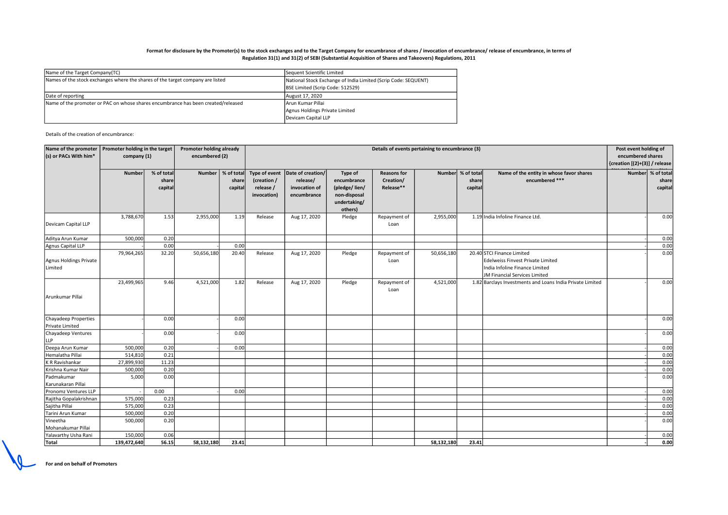**Format for disclosure by the Promoter(s) to the stock exchanges and to the Target Company for encumbrance of shares / invocation of encumbrance/ release of encumbrance, in terms of Regulation 31(1) and 31(2) of SEBI (Substantial Acquisition of Shares and Takeovers) Regulations, 2011**

| | |
|---|---|
| Name of the Target Company(TC) | Sequent Scientific Limited |
| Names of the stock exchanges where the shares of the target company are listed | National Stock Exchange of India Limited (Scrip Code: SEQUENT)<br>BSE Limited (Scrip Code: 512529) |
| Date of reporting | August 17, 2020 |
| Name of the promoter or PAC on whose shares encumbrance has been created/released | Arun Kumar Pillai<br>Agnus Holdings Private Limited<br>Devicam Capital LLP |

Details of the creation of encumbrance:

| Name of the promoter (s) or PACs With him* | Promoter holding in the target company (1) | | Promoter holding already encumbered (2) | | Details of events pertaining to encumbrance (3) | | | | | | | Post event holding of encumbered shares {creation [(2)+(3)] / release [(2)-(3)] / invocation [(2)-(3)]} | |
|---|---|---|---|---|---|---|---|---|---|---|---|---|---|
| | Number | % of total share capital | Number | % of total share capital | Type of event (creation / release / invocation) | Date of creation/ release/ invocation of encumbrance | Type of encumbrance (pledge/ lien/ non-disposal undertaking/ others) | Reasons for Creation/ Release** | Number | % of total share capital | Name of the entity in whose favor shares encumbered *** | Number | % of total share capital |
| Devicam Capital LLP | 3,788,670 | 1.53 | 2,955,000 | 1.19 | Release | Aug 17, 2020 | Pledge | Repayment of Loan | 2,955,000 | 1.19 | India Infoline Finance Ltd. | - | 0.00 |
| Aditya Arun Kumar | 500,000 | 0.20 | | | | | | | | | | - | 0.00 |
| Agnus Capital LLP | - | 0.00 | - | 0.00 | | | | | | | | - | 0.00 |
| Agnus Holdings Private Limited | 79,964,265 | 32.20 | 50,656,180 | 20.40 | Release | Aug 17, 2020 | Pledge | Repayment of Loan | 50,656,180 | 20.40 | STCI Finance Limited<br>Edelweiss Finvest Private Limited<br>India Infoline Finance Limited<br>JM Financial Services Limited | - | 0.00 |
| Arunkumar Pillai | 23,499,965 | 9.46 | 4,521,000 | 1.82 | Release | Aug 17, 2020 | Pledge | Repayment of Loan | 4,521,000 | 1.82 | Barclays Investments and Loans India Private Limited | - | 0.00 |
| Chayadeep Properties Private Limited | - | 0.00 | - | 0.00 | | | | | | | | - | 0.00 |
| Chayadeep Ventures LLP | - | 0.00 | - | 0.00 | | | | | | | | - | 0.00 |
| Deepa Arun Kumar | 500,000 | 0.20 | - | 0.00 | | | | | | | | - | 0.00 |
| Hemalatha Pillai | 514,810 | 0.21 | | | | | | | | | | - | 0.00 |
| K R Ravishankar | 27,899,930 | 11.23 | | | | | | | | | | - | 0.00 |
| Krishna Kumar Nair | 500,000 | 0.20 | | | | | | | | | | - | 0.00 |
| Padmakumar Karunakaran Pillai | 5,000 | 0.00 | | | | | | | | | | - | 0.00 |
| Pronomz Ventures LLP | - | 0.00 | | 0.00 | | | | | | | | - | 0.00 |
| Rajitha Gopalakrishnan | 575,000 | 0.23 | | | | | | | | | | - | 0.00 |
| Sajitha Pillai | 575,000 | 0.23 | | | | | | | | | | - | 0.00 |
| Tarini Arun Kumar | 500,000 | 0.20 | | | | | | | | | | - | 0.00 |
| Vineetha Mohanakumar Pillai | 500,000 | 0.20 | | | | | | | | | | - | 0.00 |
| Yalavarthy Usha Rani | 150,000 | 0.06 | | | | | | | | | | - | 0.00 |
| **Total** | **139,472,640** | **56.15** | **58,132,180** | **23.41** | | | | | **58,132,180** | **23.41** | | **-** | **0.00** |

**For and on behalf of Promoters**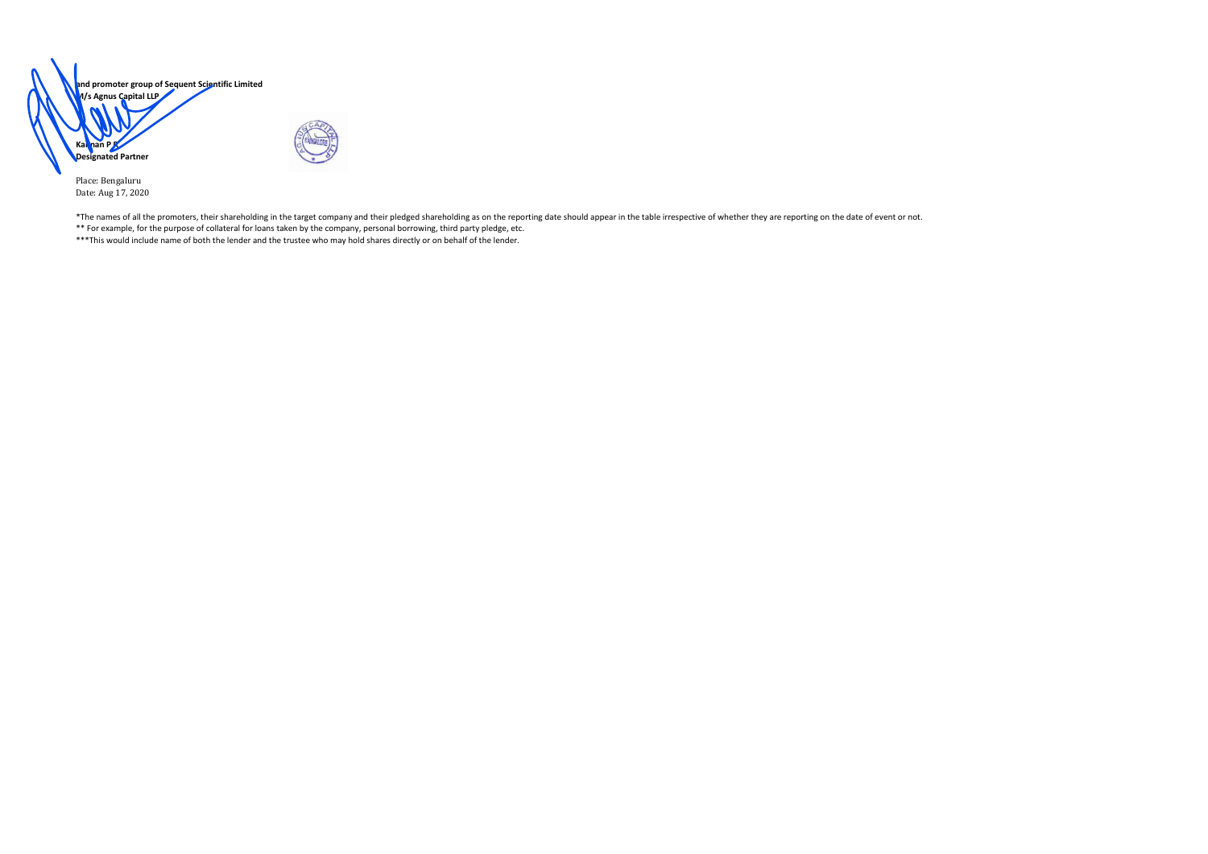**and promoter group of Sequent Scientific Limited**
**M/s Agnus Capital LLP**

**Kannan P R**
**Designated Partner**

Place: Bengaluru
Date: Aug 17, 2020

*The names of all the promoters, their shareholding in the target company and their pledged shareholding as on the reporting date should appear in the table irrespective of whether they are reporting on the date of event or not.

** For example, for the purpose of collateral for loans taken by the company, personal borrowing, third party pledge, etc.

***This would include name of both the lender and the trustee who may hold shares directly or on behalf of the lender.